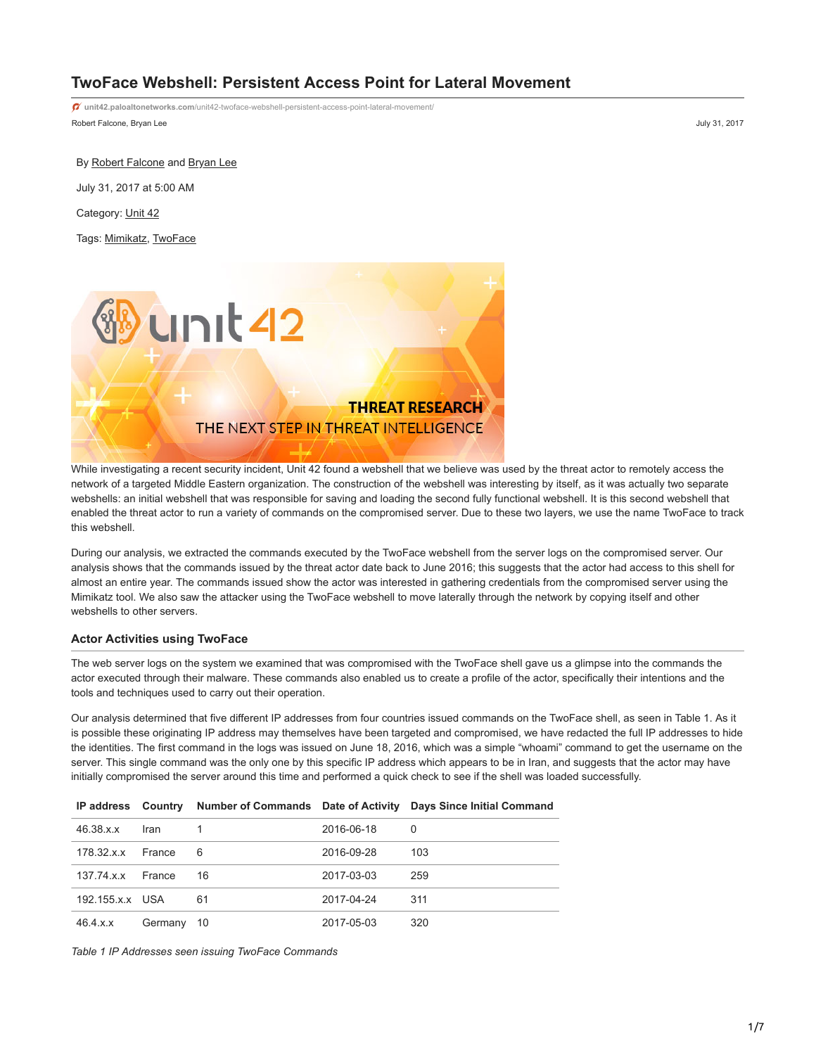# TwoFace Webshell: Persistent Access Point for Lateral Movement

unit42.paloaltonetworks.com/unit42-twoface-webshell-persistent-access-point-lateral-movement/

Robert Falcone, Bryan Lee

July 31, 2017

By Robert Falcone and Bryan Lee

July 31, 2017 at 5:00 AM

Category: Unit 42

Tags: Mimikatz, TwoFace

While investigating a recent security incident, Unit 42 found a webshell that we believe was used by the threat actor to remotely access the network of a targeted Middle Eastern organization. The construction of the webshell was interesting by itself, as it was actually two separate webshells: an initial webshell that was responsible for saving and loading the second fully functional webshell. It is this second webshell that enabled the threat actor to run a variety of commands on the compromised server. Due to these two layers, we use the name TwoFace to track this webshell.

During our analysis, we extracted the commands executed by the TwoFace webshell from the server logs on the compromised server. Our analysis shows that the commands issued by the threat actor date back to June 2016; this suggests that the actor had access to this shell for almost an entire year. The commands issued show the actor was interested in gathering credentials from the compromised server using the Mimikatz tool. We also saw the attacker using the TwoFace webshell to move laterally through the network by copying itself and other webshells to other servers.

## Actor Activities using TwoFace

The web server logs on the system we examined that was compromised with the TwoFace shell gave us a glimpse into the commands the actor executed through their malware. These commands also enabled us to create a profile of the actor, specifically their intentions and the tools and techniques used to carry out their operation.

Our analysis determined that five different IP addresses from four countries issued commands on the TwoFace shell, as seen in Table 1. As it is possible these originating IP address may themselves have been targeted and compromised, we have redacted the full IP addresses to hide the identities. The first command in the logs was issued on June 18, 2016, which was a simple “whoami” command to get the username on the server. This single command was the only one by this specific IP address which appears to be in Iran, and suggests that the actor may have initially compromised the server around this time and performed a quick check to see if the shell was loaded successfully.

| IP address | Country | Number of Commands | Date of Activity | Days Since Initial Command |
|---|---|---|---|---|
| 46.38.x.x | Iran | 1 | 2016-06-18 | 0 |
| 178.32.x.x | France | 6 | 2016-09-28 | 103 |
| 137.74.x.x | France | 16 | 2017-03-03 | 259 |
| 192.155.x.x | USA | 61 | 2017-04-24 | 311 |
| 46.4.x.x | Germany | 10 | 2017-05-03 | 320 |

*Table 1 IP Addresses seen issuing TwoFace Commands*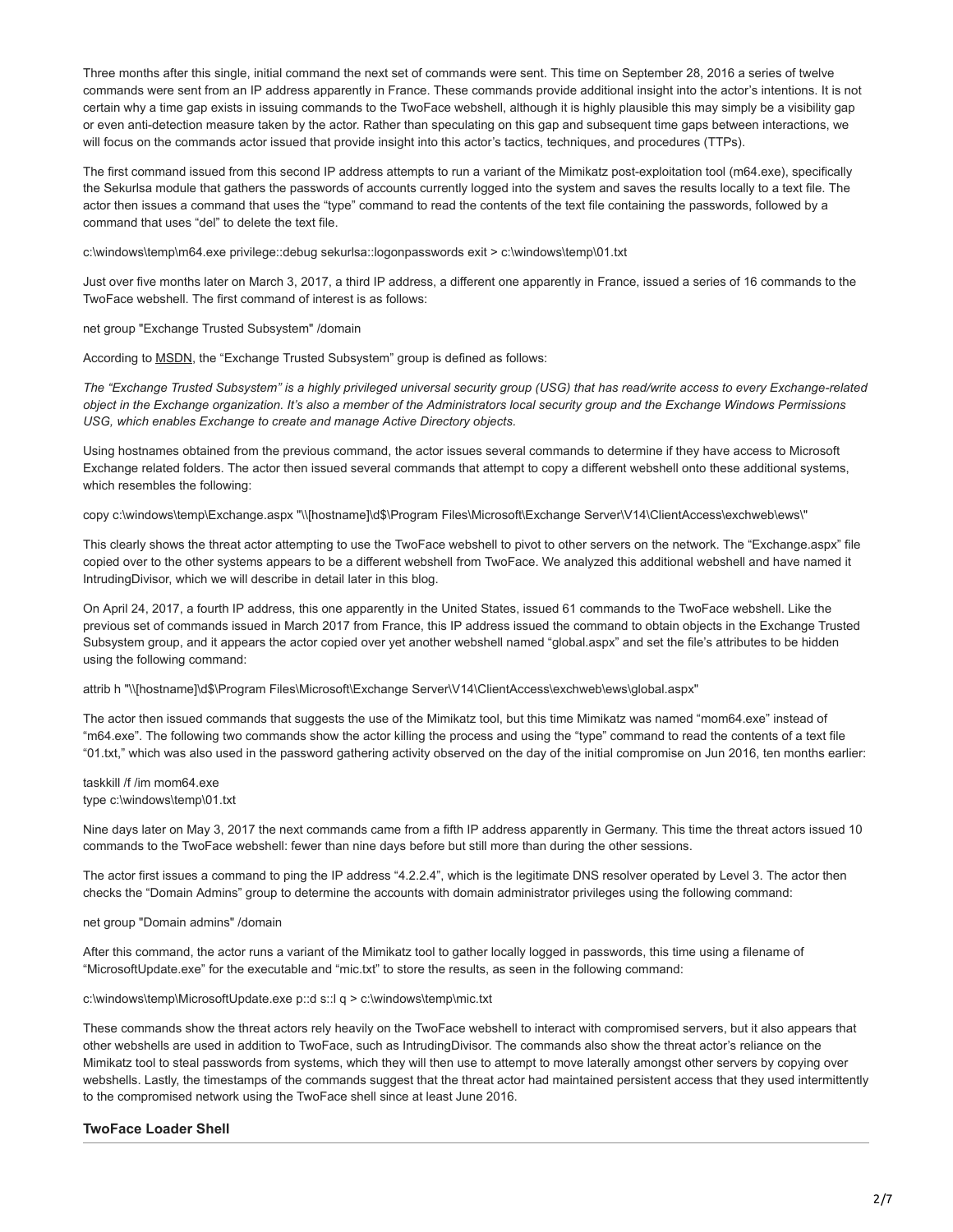Three months after this single, initial command the next set of commands were sent. This time on September 28, 2016 a series of twelve commands were sent from an IP address apparently in France. These commands provide additional insight into the actor's intentions. It is not certain why a time gap exists in issuing commands to the TwoFace webshell, although it is highly plausible this may simply be a visibility gap or even anti-detection measure taken by the actor. Rather than speculating on this gap and subsequent time gaps between interactions, we will focus on the commands actor issued that provide insight into this actor's tactics, techniques, and procedures (TTPs).

The first command issued from this second IP address attempts to run a variant of the Mimikatz post-exploitation tool (m64.exe), specifically the Sekurlsa module that gathers the passwords of accounts currently logged into the system and saves the results locally to a text file. The actor then issues a command that uses the "type" command to read the contents of the text file containing the passwords, followed by a command that uses "del" to delete the text file.

```
c:\windows\temp\m64.exe privilege::debug sekurlsa::logonpasswords exit > c:\windows\temp\01.txt
```

Just over five months later on March 3, 2017, a third IP address, a different one apparently in France, issued a series of 16 commands to the TwoFace webshell. The first command of interest is as follows:

```
net group "Exchange Trusted Subsystem" /domain
```

According to MSDN, the "Exchange Trusted Subsystem" group is defined as follows:

*The "Exchange Trusted Subsystem" is a highly privileged universal security group (USG) that has read/write access to every Exchange-related object in the Exchange organization. It's also a member of the Administrators local security group and the Exchange Windows Permissions USG, which enables Exchange to create and manage Active Directory objects.*

Using hostnames obtained from the previous command, the actor issues several commands to determine if they have access to Microsoft Exchange related folders. The actor then issued several commands that attempt to copy a different webshell onto these additional systems, which resembles the following:

```
copy c:\windows\temp\Exchange.aspx "\\[hostname]\d$\Program Files\Microsoft\Exchange Server\V14\ClientAccess\exchweb\ews\"
```

This clearly shows the threat actor attempting to use the TwoFace webshell to pivot to other servers on the network. The "Exchange.aspx" file copied over to the other systems appears to be a different webshell from TwoFace. We analyzed this additional webshell and have named it IntrudingDivisor, which we will describe in detail later in this blog.

On April 24, 2017, a fourth IP address, this one apparently in the United States, issued 61 commands to the TwoFace webshell. Like the previous set of commands issued in March 2017 from France, this IP address issued the command to obtain objects in the Exchange Trusted Subsystem group, and it appears the actor copied over yet another webshell named "global.aspx" and set the file's attributes to be hidden using the following command:

```
attrib h "\\[hostname]\d$\Program Files\Microsoft\Exchange Server\V14\ClientAccess\exchweb\ews\global.aspx"
```

The actor then issued commands that suggests the use of the Mimikatz tool, but this time Mimikatz was named "mom64.exe" instead of "m64.exe". The following two commands show the actor killing the process and using the "type" command to read the contents of a text file "01.txt," which was also used in the password gathering activity observed on the day of the initial compromise on Jun 2016, ten months earlier:

```
taskkill /f /im mom64.exe
type c:\windows\temp\01.txt
```

Nine days later on May 3, 2017 the next commands came from a fifth IP address apparently in Germany. This time the threat actors issued 10 commands to the TwoFace webshell: fewer than nine days before but still more than during the other sessions.

The actor first issues a command to ping the IP address "4.2.2.4", which is the legitimate DNS resolver operated by Level 3. The actor then checks the "Domain Admins" group to determine the accounts with domain administrator privileges using the following command:

```
net group "Domain admins" /domain
```

After this command, the actor runs a variant of the Mimikatz tool to gather locally logged in passwords, this time using a filename of "MicrosoftUpdate.exe" for the executable and "mic.txt" to store the results, as seen in the following command:

```
c:\windows\temp\MicrosoftUpdate.exe p::d s::l q > c:\windows\temp\mic.txt
```

These commands show the threat actors rely heavily on the TwoFace webshell to interact with compromised servers, but it also appears that other webshells are used in addition to TwoFace, such as IntrudingDivisor. The commands also show the threat actor's reliance on the Mimikatz tool to steal passwords from systems, which they will then use to attempt to move laterally amongst other servers by copying over webshells. Lastly, the timestamps of the commands suggest that the threat actor had maintained persistent access that they used intermittently to the compromised network using the TwoFace shell since at least June 2016.

### TwoFace Loader Shell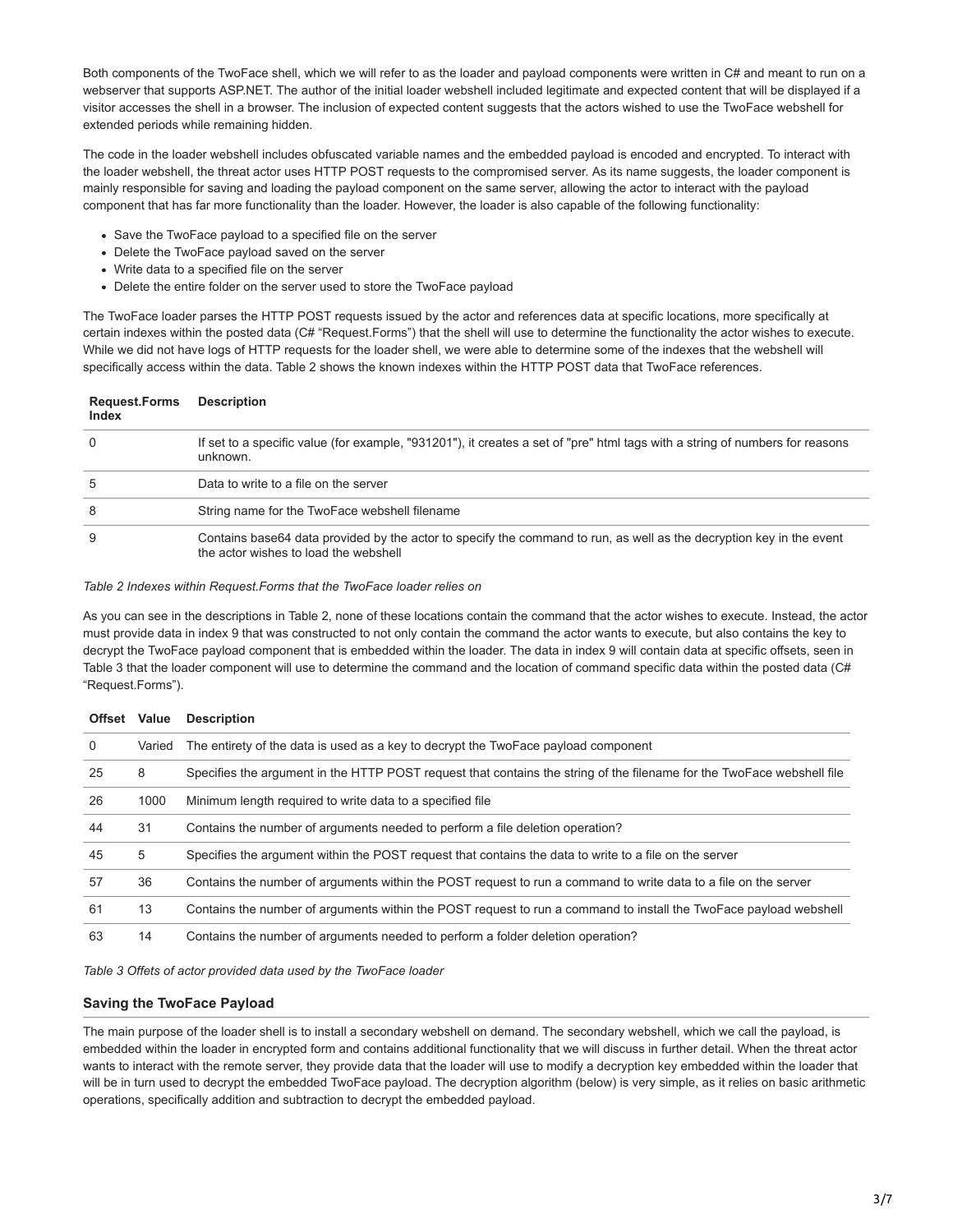Both components of the TwoFace shell, which we will refer to as the loader and payload components were written in C# and meant to run on a webserver that supports ASP.NET. The author of the initial loader webshell included legitimate and expected content that will be displayed if a visitor accesses the shell in a browser. The inclusion of expected content suggests that the actors wished to use the TwoFace webshell for extended periods while remaining hidden.

The code in the loader webshell includes obfuscated variable names and the embedded payload is encoded and encrypted. To interact with the loader webshell, the threat actor uses HTTP POST requests to the compromised server. As its name suggests, the loader component is mainly responsible for saving and loading the payload component on the same server, allowing the actor to interact with the payload component that has far more functionality than the loader. However, the loader is also capable of the following functionality:

- Save the TwoFace payload to a specified file on the server
- Delete the TwoFace payload saved on the server
- Write data to a specified file on the server
- Delete the entire folder on the server used to store the TwoFace payload

The TwoFace loader parses the HTTP POST requests issued by the actor and references data at specific locations, more specifically at certain indexes within the posted data (C# "Request.Forms") that the shell will use to determine the functionality the actor wishes to execute. While we did not have logs of HTTP requests for the loader shell, we were able to determine some of the indexes that the webshell will specifically access within the data. Table 2 shows the known indexes within the HTTP POST data that TwoFace references.

| Request.Forms Index | Description |
|---|---|
| 0 | If set to a specific value (for example, "931201"), it creates a set of "pre" html tags with a string of numbers for reasons unknown. |
| 5 | Data to write to a file on the server |
| 8 | String name for the TwoFace webshell filename |
| 9 | Contains base64 data provided by the actor to specify the command to run, as well as the decryption key in the event the actor wishes to load the webshell |

*Table 2 Indexes within Request.Forms that the TwoFace loader relies on*

As you can see in the descriptions in Table 2, none of these locations contain the command that the actor wishes to execute. Instead, the actor must provide data in index 9 that was constructed to not only contain the command the actor wants to execute, but also contains the key to decrypt the TwoFace payload component that is embedded within the loader. The data in index 9 will contain data at specific offsets, seen in Table 3 that the loader component will use to determine the command and the location of command specific data within the posted data (C# "Request.Forms").

| Offset | Value | Description |
|---|---|---|
| 0 | Varied | The entirety of the data is used as a key to decrypt the TwoFace payload component |
| 25 | 8 | Specifies the argument in the HTTP POST request that contains the string of the filename for the TwoFace webshell file |
| 26 | 1000 | Minimum length required to write data to a specified file |
| 44 | 31 | Contains the number of arguments needed to perform a file deletion operation? |
| 45 | 5 | Specifies the argument within the POST request that contains the data to write to a file on the server |
| 57 | 36 | Contains the number of arguments within the POST request to run a command to write data to a file on the server |
| 61 | 13 | Contains the number of arguments within the POST request to run a command to install the TwoFace payload webshell |
| 63 | 14 | Contains the number of arguments needed to perform a folder deletion operation? |

*Table 3 Offets of actor provided data used by the TwoFace loader*

### Saving the TwoFace Payload

The main purpose of the loader shell is to install a secondary webshell on demand. The secondary webshell, which we call the payload, is embedded within the loader in encrypted form and contains additional functionality that we will discuss in further detail. When the threat actor wants to interact with the remote server, they provide data that the loader will use to modify a decryption key embedded within the loader that will be in turn used to decrypt the embedded TwoFace payload. The decryption algorithm (below) is very simple, as it relies on basic arithmetic operations, specifically addition and subtraction to decrypt the embedded payload.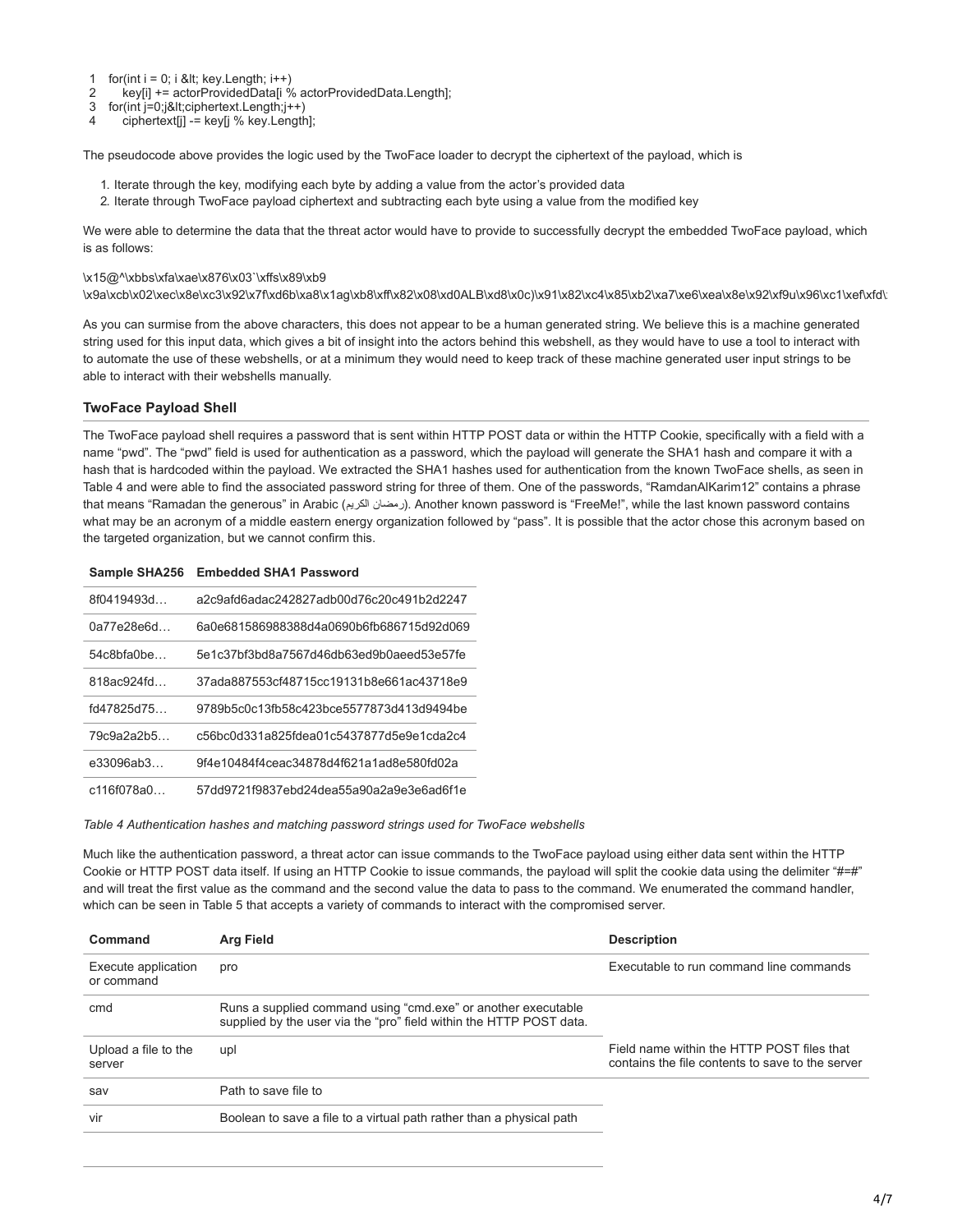```
1  for(int i = 0; i &lt; key.Length; i++)
2      key[i] += actorProvidedData[i % actorProvidedData.Length];
3  for(int j=0;j&lt;ciphertext.Length;j++)
4      ciphertext[j] -= key[j % key.Length];
```

The pseudocode above provides the logic used by the TwoFace loader to decrypt the ciphertext of the payload, which is

1. Iterate through the key, modifying each byte by adding a value from the actor's provided data
2. Iterate through TwoFace payload ciphertext and subtracting each byte using a value from the modified key

We were able to determine the data that the threat actor would have to provide to successfully decrypt the embedded TwoFace payload, which is as follows:

```
\x15@^\xbbs\xfa\xae\x876\x03`\xffs\x89\xb9
\x9a\xcb\x02\xec\x8e\xc3\x92\x7f\xd6b\xa8\x1ag\xb8\xff\x82\x08\xd0ALB\xd8\x0c)\x91\x82\xc4\x85\xb2\xa7\xe6\xea\x8e\x92\xf9u\x96\xc1\xef\xfd\
```

As you can surmise from the above characters, this does not appear to be a human generated string. We believe this is a machine generated string used for this input data, which gives a bit of insight into the actors behind this webshell, as they would have to use a tool to interact with to automate the use of these webshells, or at a minimum they would need to keep track of these machine generated user input strings to be able to interact with their webshells manually.

### TwoFace Payload Shell

The TwoFace payload shell requires a password that is sent within HTTP POST data or within the HTTP Cookie, specifically with a field with a name "pwd". The "pwd" field is used for authentication as a password, which the payload will generate the SHA1 hash and compare it with a hash that is hardcoded within the payload. We extracted the SHA1 hashes used for authentication from the known TwoFace shells, as seen in Table 4 and were able to find the associated password string for three of them. One of the passwords, "RamdanAlKarim12" contains a phrase that means "Ramadan the generous" in Arabic (رمضان الكريم). Another known password is "FreeMe!", while the last known password contains what may be an acronym of a middle eastern energy organization followed by "pass". It is possible that the actor chose this acronym based on the targeted organization, but we cannot confirm this.

| Sample SHA256 | Embedded SHA1 Password |
|---|---|
| 8f0419493d… | a2c9afd6adac242827adb00d76c20c491b2d2247 |
| 0a77e28e6d… | 6a0e681586988388d4a0690b6fb686715d92d069 |
| 54c8bfa0be… | 5e1c37bf3bd8a7567d46db63ed9b0aeed53e57fe |
| 818ac924fd… | 37ada887553cf48715cc19131b8e661ac43718e9 |
| fd47825d75… | 9789b5c0c13fb58c423bce5577873d413d9494be |
| 79c9a2a2b5… | c56bc0d331a825fdea01c5437877d5e9e1cda2c4 |
| e33096ab3… | 9f4e10484f4ceac34878d4f621a1ad8e580fd02a |
| c116f078a0… | 57dd9721f9837ebd24dea55a90a2a9e3e6ad6f1e |

*Table 4 Authentication hashes and matching password strings used for TwoFace webshells*

Much like the authentication password, a threat actor can issue commands to the TwoFace payload using either data sent within the HTTP Cookie or HTTP POST data itself. If using an HTTP Cookie to issue commands, the payload will split the cookie data using the delimiter "#=#" and will treat the first value as the command and the second value the data to pass to the command. We enumerated the command handler, which can be seen in Table 5 that accepts a variety of commands to interact with the compromised server.

| Command | Arg Field | Description |
|---|---|---|
| Execute application or command | pro | Executable to run command line commands |
| cmd | Runs a supplied command using "cmd.exe" or another executable supplied by the user via the "pro" field within the HTTP POST data. | |
| Upload a file to the server | upl | Field name within the HTTP POST files that contains the file contents to save to the server |
| sav | Path to save file to | |
| vir | Boolean to save a file to a virtual path rather than a physical path | |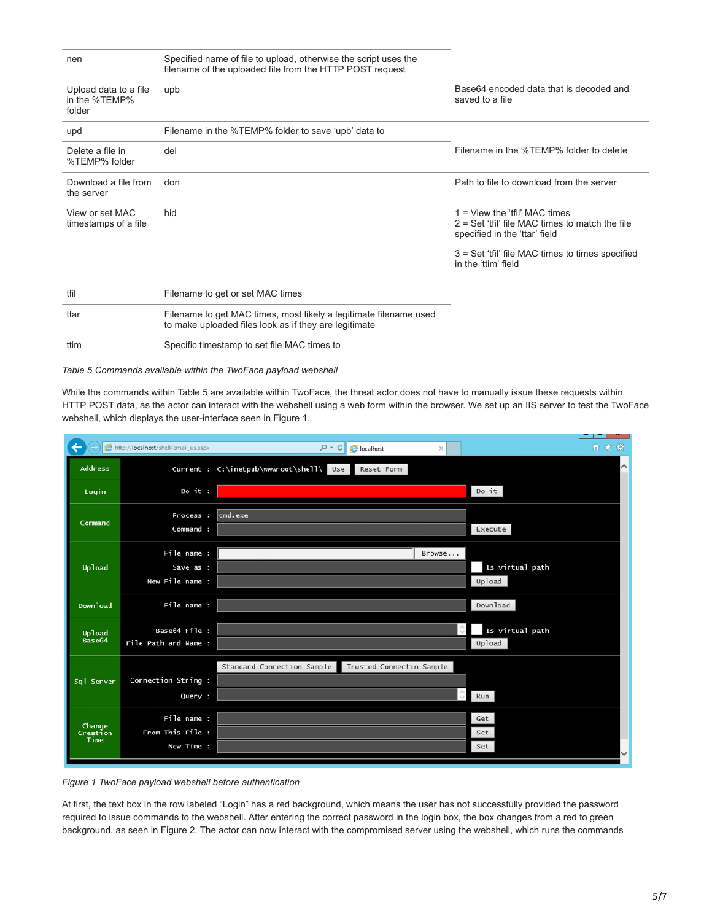| nen | Specified name of file to upload, otherwise the script uses the filename of the uploaded file from the HTTP POST request | |
|---|---|---|
| Upload data to a file in the %TEMP% folder | upb | Base64 encoded data that is decoded and saved to a file |
| upd | Filename in the %TEMP% folder to save 'upb' data to | |
| Delete a file in %TEMP% folder | del | Filename in the %TEMP% folder to delete |
| Download a file from the server | don | Path to file to download from the server |
| View or set MAC timestamps of a file | hid | 1 = View the 'tfil' MAC times<br>2 = Set 'tfil' file MAC times to match the file specified in the 'ttar' field<br><br>3 = Set 'tfil' file MAC times to times specified in the 'ttim' field |
| tfil | Filename to get or set MAC times | |
| ttar | Filename to get MAC times, most likely a legitimate filename used to make uploaded files look as if they are legitimate | |
| ttim | Specific timestamp to set file MAC times to | |

*Table 5 Commands available within the TwoFace payload webshell*

While the commands within Table 5 are available within TwoFace, the threat actor does not have to manually issue these requests within HTTP POST data, as the actor can interact with the webshell using a web form within the browser. We set up an IIS server to test the TwoFace webshell, which displays the user-interface seen in Figure 1.

*Figure 1 TwoFace payload webshell before authentication*

At first, the text box in the row labeled "Login" has a red background, which means the user has not successfully provided the password required to issue commands to the webshell. After entering the correct password in the login box, the box changes from a red to green background, as seen in Figure 2. The actor can now interact with the compromised server using the webshell, which runs the commands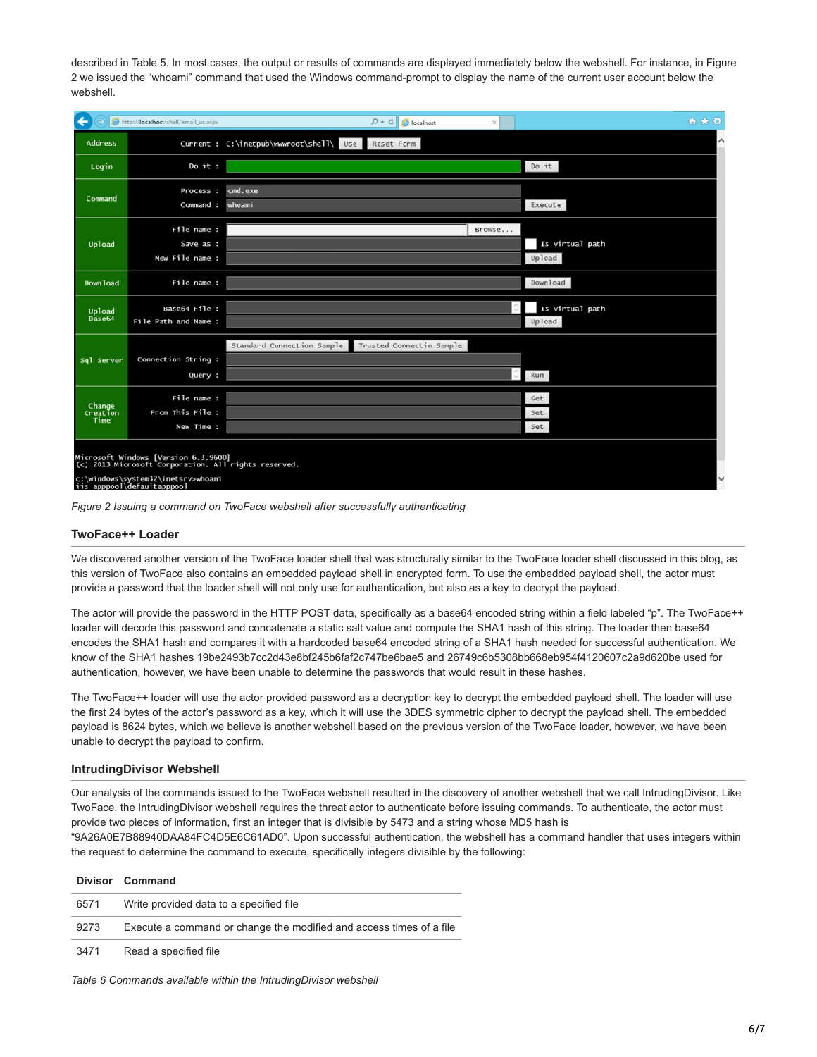described in Table 5. In most cases, the output or results of commands are displayed immediately below the webshell. For instance, in Figure 2 we issued the "whoami" command that used the Windows command-prompt to display the name of the current user account below the webshell.

*Figure 2 Issuing a command on TwoFace webshell after successfully authenticating*

### TwoFace++ Loader

We discovered another version of the TwoFace loader shell that was structurally similar to the TwoFace loader shell discussed in this blog, as this version of TwoFace also contains an embedded payload shell in encrypted form. To use the embedded payload shell, the actor must provide a password that the loader shell will not only use for authentication, but also as a key to decrypt the payload.

The actor will provide the password in the HTTP POST data, specifically as a base64 encoded string within a field labeled "p". The TwoFace++ loader will decode this password and concatenate a static salt value and compute the SHA1 hash of this string. The loader then base64 encodes the SHA1 hash and compares it with a hardcoded base64 encoded string of a SHA1 hash needed for successful authentication. We know of the SHA1 hashes 19be2493b7cc2d43e8bf245b6faf2c747be6bae5 and 26749c6b5308bb668eb954f4120607c2a9d620be used for authentication, however, we have been unable to determine the passwords that would result in these hashes.

The TwoFace++ loader will use the actor provided password as a decryption key to decrypt the embedded payload shell. The loader will use the first 24 bytes of the actor's password as a key, which it will use the 3DES symmetric cipher to decrypt the payload shell. The embedded payload is 8624 bytes, which we believe is another webshell based on the previous version of the TwoFace loader, however, we have been unable to decrypt the payload to confirm.

### IntrudingDivisor Webshell

Our analysis of the commands issued to the TwoFace webshell resulted in the discovery of another webshell that we call IntrudingDivisor. Like TwoFace, the IntrudingDivisor webshell requires the threat actor to authenticate before issuing commands. To authenticate, the actor must provide two pieces of information, first an integer that is divisible by 5473 and a string whose MD5 hash is "9A26A0E7B88940DAA84FC4D5E6C61AD0". Upon successful authentication, the webshell has a command handler that uses integers within the request to determine the command to execute, specifically integers divisible by the following:

| Divisor | Command |
|---|---|
| 6571 | Write provided data to a specified file |
| 9273 | Execute a command or change the modified and access times of a file |
| 3471 | Read a specified file |

*Table 6 Commands available within the IntrudingDivisor webshell*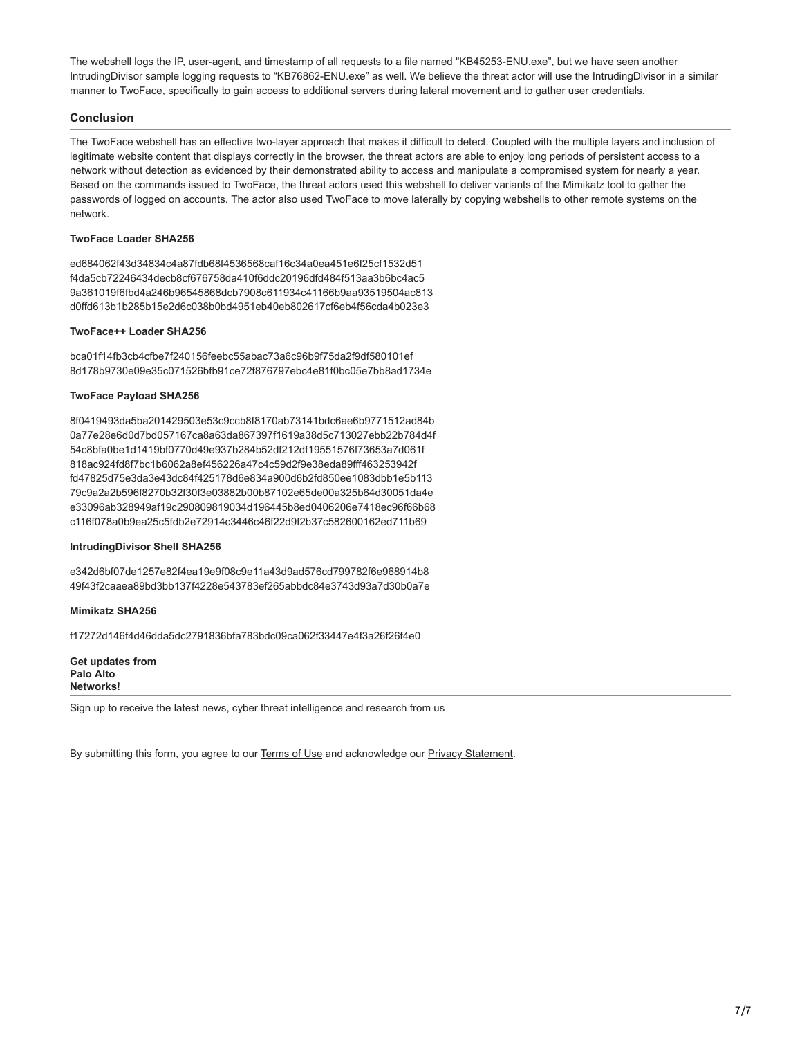The webshell logs the IP, user-agent, and timestamp of all requests to a file named "KB45253-ENU.exe", but we have seen another IntrudingDivisor sample logging requests to "KB76862-ENU.exe" as well. We believe the threat actor will use the IntrudingDivisor in a similar manner to TwoFace, specifically to gain access to additional servers during lateral movement and to gather user credentials.

## Conclusion

The TwoFace webshell has an effective two-layer approach that makes it difficult to detect. Coupled with the multiple layers and inclusion of legitimate website content that displays correctly in the browser, the threat actors are able to enjoy long periods of persistent access to a network without detection as evidenced by their demonstrated ability to access and manipulate a compromised system for nearly a year. Based on the commands issued to TwoFace, the threat actors used this webshell to deliver variants of the Mimikatz tool to gather the passwords of logged on accounts. The actor also used TwoFace to move laterally by copying webshells to other remote systems on the network.

**TwoFace Loader SHA256**

ed684062f43d34834c4a87fdb68f4536568caf16c34a0ea451e6f25cf1532d51
f4da5cb72246434decb8cf676758da410f6ddc20196dfd484f513aa3b6bc4ac5
9a361019f6fbd4a246b96545868dcb7908c611934c41166b9aa93519504ac813
d0ffd613b1b285b15e2d6c038b0bd4951eb40eb802617cf6eb4f56cda4b023e3

**TwoFace++ Loader SHA256**

bca01f14fb3cb4cfbe7f240156feebc55abac73a6c96b9f75da2f9df580101ef
8d178b9730e09e35c071526bfb91ce72f876797ebc4e81f0bc05e7bb8ad1734e

**TwoFace Payload SHA256**

8f0419493da5ba201429503e53c9ccb8f8170ab73141bdc6ae6b9771512ad84b
0a77e28e6d0d7bd057167ca8a63da867397f1619a38d5c713027ebb22b784d4f
54c8bfa0be1d1419bf0770d49e937b284b52df212df19551576f73653a7d061f
818ac924fd8f7bc1b6062a8ef456226a47c4c59d2f9e38eda89fff463253942f
fd47825d75e3da3e43dc84f425178d6e834a900d6b2fd850ee1083dbb1e5b113
79c9a2a2b596f8270b32f30f3e03882b00b87102e65de00a325b64d30051da4e
e33096ab328949af19c290809819034d196445b8ed0406206e7418ec96f66b68
c116f078a0b9ea25c5fdb2e72914c3446c46f22d9f2b37c582600162ed711b69

**IntrudingDivisor Shell SHA256**

e342d6bf07de1257e82f4ea19e9f08c9e11a43d9ad576cd799782f6e968914b8
49f43f2caaea89bd3bb137f4228e543783ef265abbdc84e3743d93a7d30b0a7e

**Mimikatz SHA256**

f17272d146f4d46dda5dc2791836bfa783bdc09ca062f33447e4f3a26f26f4e0

**Get updates from Palo Alto Networks!**

Sign up to receive the latest news, cyber threat intelligence and research from us

By submitting this form, you agree to our Terms of Use and acknowledge our Privacy Statement.